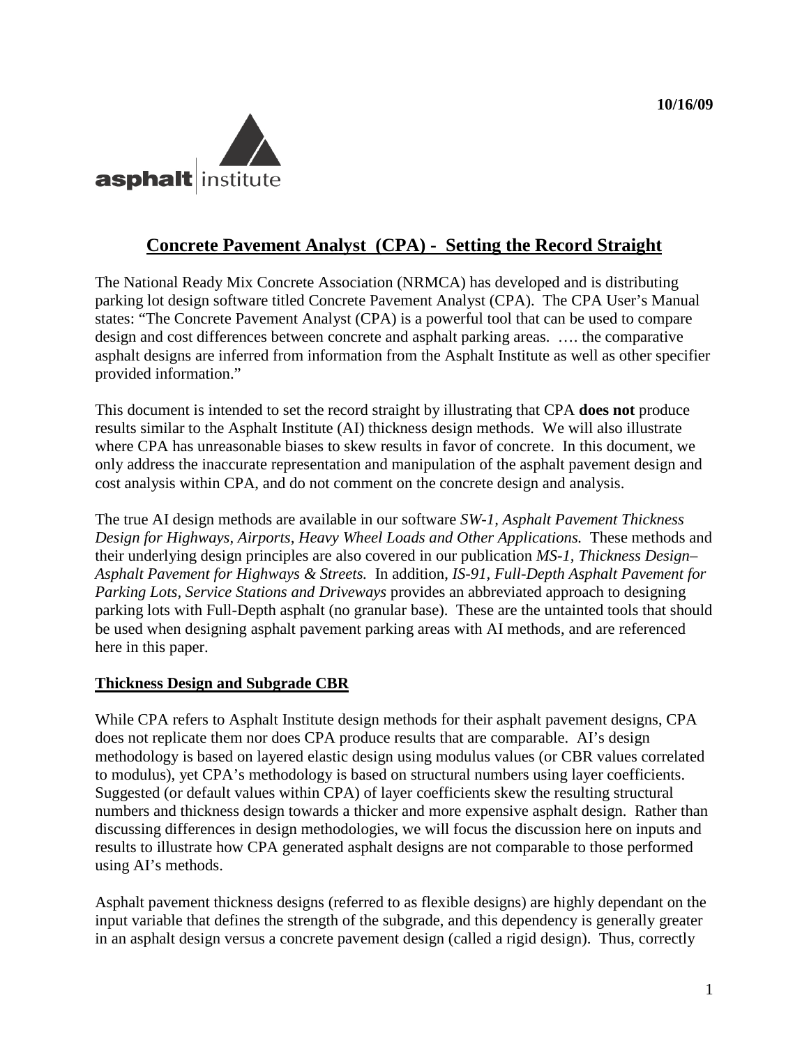10/16/09

asphalt institute

## Concrete Pavement Analyst (CPA) - Setting the Record Straight

The National Ready Mix Concrete Association (NRMCA) has developed and is distributing parking lot design software titled Concrete Pavement Analyst (CPA). The CPA User's Manual states: "The Concrete Pavement Analyst (CPA) is a powerful tool that can be used to compare design and cost differences between concrete and asphalt parking areas. …. the comparative asphalt designs are inferred from information from the Asphalt Institute as well as other specifier provided information."

This document is intended to set the record straight by illustrating that CPA **does not** produce results similar to the Asphalt Institute (AI) thickness design methods. We will also illustrate where CPA has unreasonable biases to skew results in favor of concrete. In this document, we only address the inaccurate representation and manipulation of the asphalt pavement design and cost analysis within CPA, and do not comment on the concrete design and analysis.

The true AI design methods are available in our software *SW-1, Asphalt Pavement Thickness Design for Highways, Airports, Heavy Wheel Loads and Other Applications.* These methods and their underlying design principles are also covered in our publication *MS-1, Thickness Design– Asphalt Pavement for Highways & Streets.* In addition, *IS-91, Full-Depth Asphalt Pavement for Parking Lots, Service Stations and Driveways* provides an abbreviated approach to designing parking lots with Full-Depth asphalt (no granular base). These are the untainted tools that should be used when designing asphalt pavement parking areas with AI methods, and are referenced here in this paper.

### Thickness Design and Subgrade CBR

While CPA refers to Asphalt Institute design methods for their asphalt pavement designs, CPA does not replicate them nor does CPA produce results that are comparable. AI's design methodology is based on layered elastic design using modulus values (or CBR values correlated to modulus), yet CPA's methodology is based on structural numbers using layer coefficients. Suggested (or default values within CPA) of layer coefficients skew the resulting structural numbers and thickness design towards a thicker and more expensive asphalt design. Rather than discussing differences in design methodologies, we will focus the discussion here on inputs and results to illustrate how CPA generated asphalt designs are not comparable to those performed using AI's methods.

Asphalt pavement thickness designs (referred to as flexible designs) are highly dependant on the input variable that defines the strength of the subgrade, and this dependency is generally greater in an asphalt design versus a concrete pavement design (called a rigid design). Thus, correctly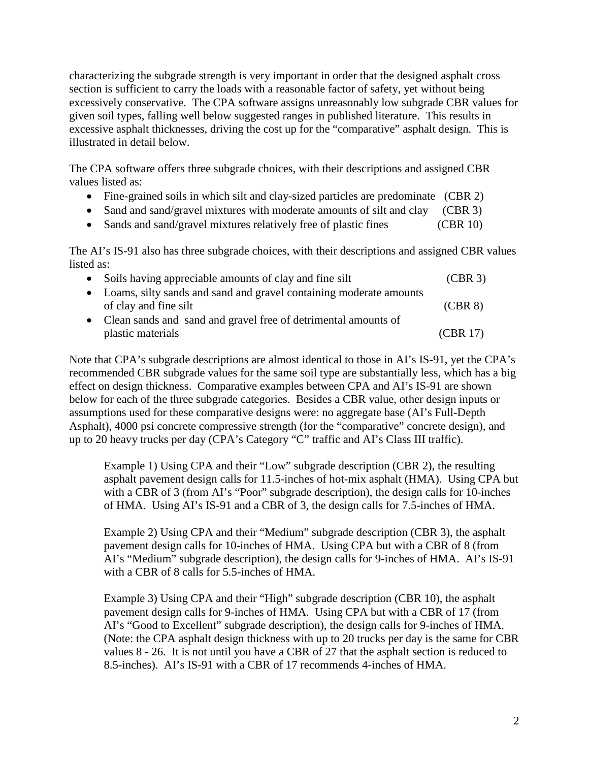characterizing the subgrade strength is very important in order that the designed asphalt cross section is sufficient to carry the loads with a reasonable factor of safety, yet without being excessively conservative. The CPA software assigns unreasonably low subgrade CBR values for given soil types, falling well below suggested ranges in published literature. This results in excessive asphalt thicknesses, driving the cost up for the "comparative" asphalt design. This is illustrated in detail below.

The CPA software offers three subgrade choices, with their descriptions and assigned CBR values listed as:

- Fine-grained soils in which silt and clay-sized particles are predominate (CBR 2)
- Sand and sand/gravel mixtures with moderate amounts of silt and clay (CBR 3)
- Sands and sand/gravel mixtures relatively free of plastic fines (CBR 10)

The AI's IS-91 also has three subgrade choices, with their descriptions and assigned CBR values listed as:

- Soils having appreciable amounts of clay and fine silt (CBR 3)
- Loams, silty sands and sand and gravel containing moderate amounts of clay and fine silt (CBR 8)
- Clean sands and sand and gravel free of detrimental amounts of plastic materials (CBR 17)

Note that CPA's subgrade descriptions are almost identical to those in AI's IS-91, yet the CPA's recommended CBR subgrade values for the same soil type are substantially less, which has a big effect on design thickness. Comparative examples between CPA and AI's IS-91 are shown below for each of the three subgrade categories. Besides a CBR value, other design inputs or assumptions used for these comparative designs were: no aggregate base (AI's Full-Depth Asphalt), 4000 psi concrete compressive strength (for the "comparative" concrete design), and up to 20 heavy trucks per day (CPA's Category "C" traffic and AI's Class III traffic).

> Example 1) Using CPA and their "Low" subgrade description (CBR 2), the resulting asphalt pavement design calls for 11.5-inches of hot-mix asphalt (HMA). Using CPA but with a CBR of 3 (from AI's "Poor" subgrade description), the design calls for 10-inches of HMA. Using AI's IS-91 and a CBR of 3, the design calls for 7.5-inches of HMA.
>
> Example 2) Using CPA and their "Medium" subgrade description (CBR 3), the asphalt pavement design calls for 10-inches of HMA. Using CPA but with a CBR of 8 (from AI's "Medium" subgrade description), the design calls for 9-inches of HMA. AI's IS-91 with a CBR of 8 calls for 5.5-inches of HMA.
>
> Example 3) Using CPA and their "High" subgrade description (CBR 10), the asphalt pavement design calls for 9-inches of HMA. Using CPA but with a CBR of 17 (from AI's "Good to Excellent" subgrade description), the design calls for 9-inches of HMA. (Note: the CPA asphalt design thickness with up to 20 trucks per day is the same for CBR values 8 - 26. It is not until you have a CBR of 27 that the asphalt section is reduced to 8.5-inches). AI's IS-91 with a CBR of 17 recommends 4-inches of HMA.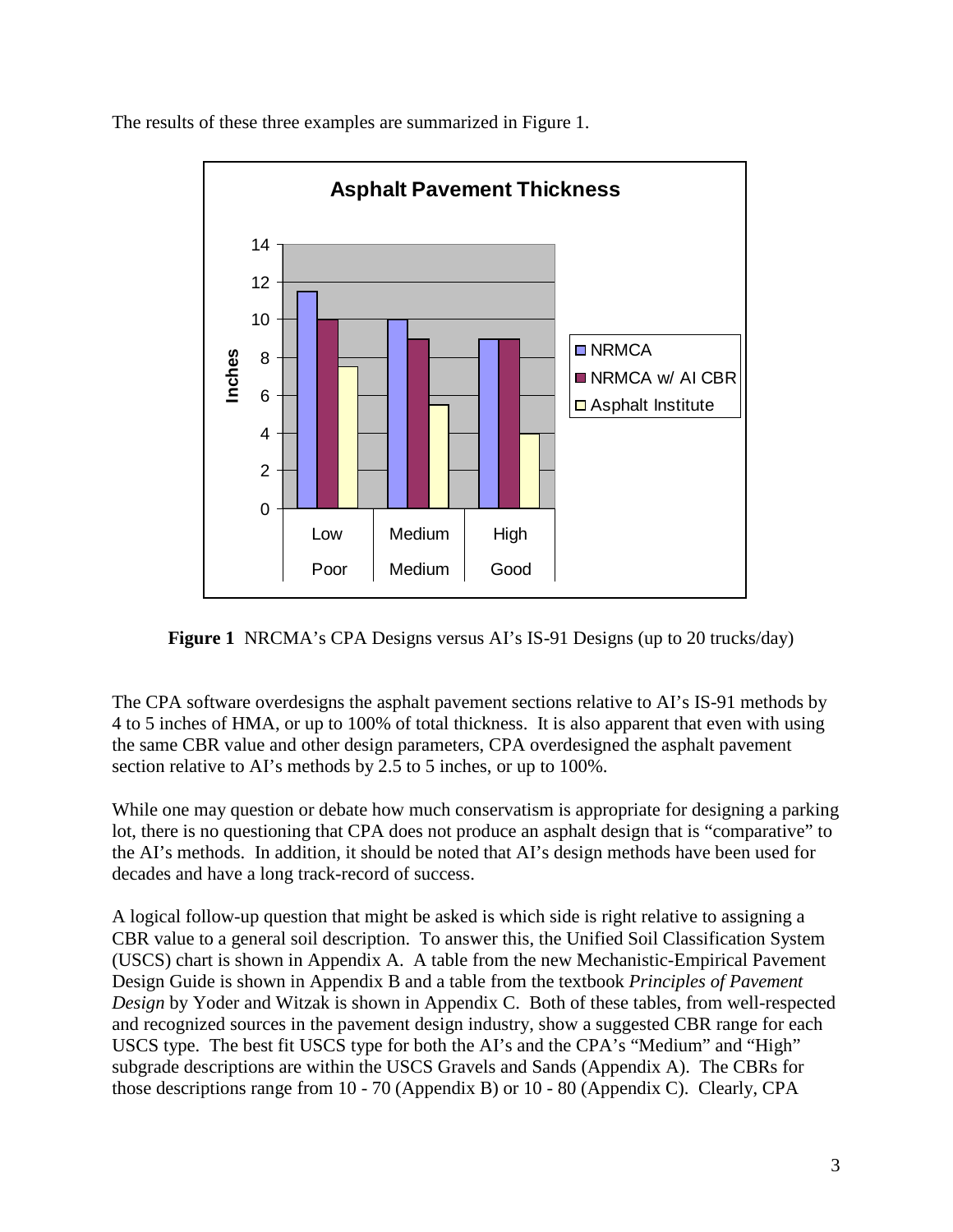The results of these three examples are summarized in Figure 1.

**Figure 1** NRCMA's CPA Designs versus AI's IS-91 Designs (up to 20 trucks/day)

The CPA software overdesigns the asphalt pavement sections relative to AI's IS-91 methods by 4 to 5 inches of HMA, or up to 100% of total thickness. It is also apparent that even with using the same CBR value and other design parameters, CPA overdesigned the asphalt pavement section relative to AI's methods by 2.5 to 5 inches, or up to 100%.

While one may question or debate how much conservatism is appropriate for designing a parking lot, there is no questioning that CPA does not produce an asphalt design that is "comparative" to the AI's methods. In addition, it should be noted that AI's design methods have been used for decades and have a long track-record of success.

A logical follow-up question that might be asked is which side is right relative to assigning a CBR value to a general soil description. To answer this, the Unified Soil Classification System (USCS) chart is shown in Appendix A. A table from the new Mechanistic-Empirical Pavement Design Guide is shown in Appendix B and a table from the textbook *Principles of Pavement Design* by Yoder and Witzak is shown in Appendix C. Both of these tables, from well-respected and recognized sources in the pavement design industry, show a suggested CBR range for each USCS type. The best fit USCS type for both the AI's and the CPA's "Medium" and "High" subgrade descriptions are within the USCS Gravels and Sands (Appendix A). The CBRs for those descriptions range from 10 - 70 (Appendix B) or 10 - 80 (Appendix C). Clearly, CPA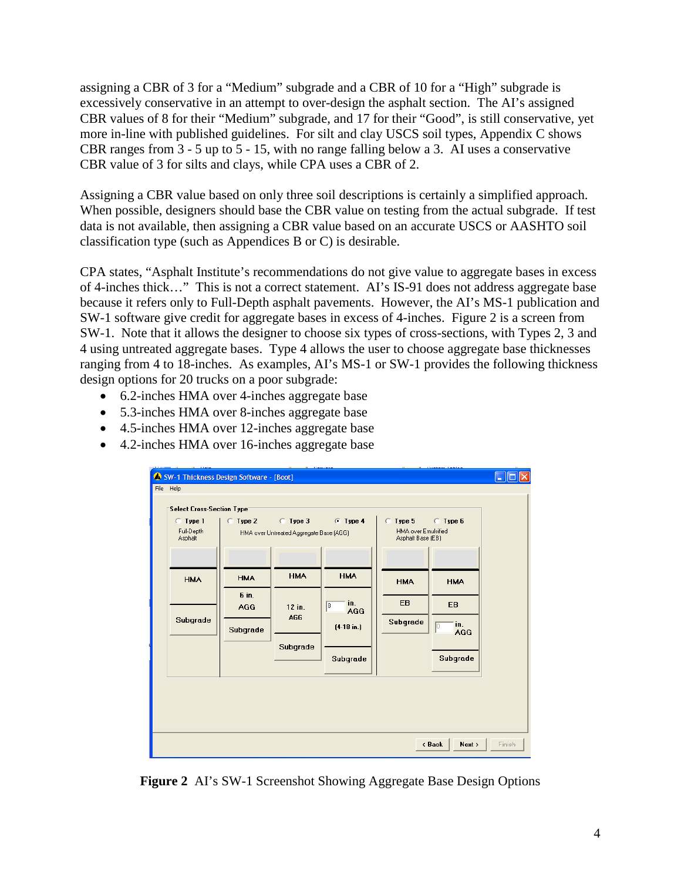assigning a CBR of 3 for a "Medium" subgrade and a CBR of 10 for a "High" subgrade is excessively conservative in an attempt to over-design the asphalt section. The AI's assigned CBR values of 8 for their "Medium" subgrade, and 17 for their "Good", is still conservative, yet more in-line with published guidelines. For silt and clay USCS soil types, Appendix C shows CBR ranges from 3 - 5 up to 5 - 15, with no range falling below a 3. AI uses a conservative CBR value of 3 for silts and clays, while CPA uses a CBR of 2.

Assigning a CBR value based on only three soil descriptions is certainly a simplified approach. When possible, designers should base the CBR value on testing from the actual subgrade. If test data is not available, then assigning a CBR value based on an accurate USCS or AASHTO soil classification type (such as Appendices B or C) is desirable.

CPA states, "Asphalt Institute's recommendations do not give value to aggregate bases in excess of 4-inches thick…" This is not a correct statement. AI's IS-91 does not address aggregate base because it refers only to Full-Depth asphalt pavements. However, the AI's MS-1 publication and SW-1 software give credit for aggregate bases in excess of 4-inches. Figure 2 is a screen from SW-1. Note that it allows the designer to choose six types of cross-sections, with Types 2, 3 and 4 using untreated aggregate bases. Type 4 allows the user to choose aggregate base thicknesses ranging from 4 to 18-inches. As examples, AI's MS-1 or SW-1 provides the following thickness design options for 20 trucks on a poor subgrade:

- 6.2-inches HMA over 4-inches aggregate base
- 5.3-inches HMA over 8-inches aggregate base
- 4.5-inches HMA over 12-inches aggregate base
- 4.2-inches HMA over 16-inches aggregate base

**Figure 2** AI's SW-1 Screenshot Showing Aggregate Base Design Options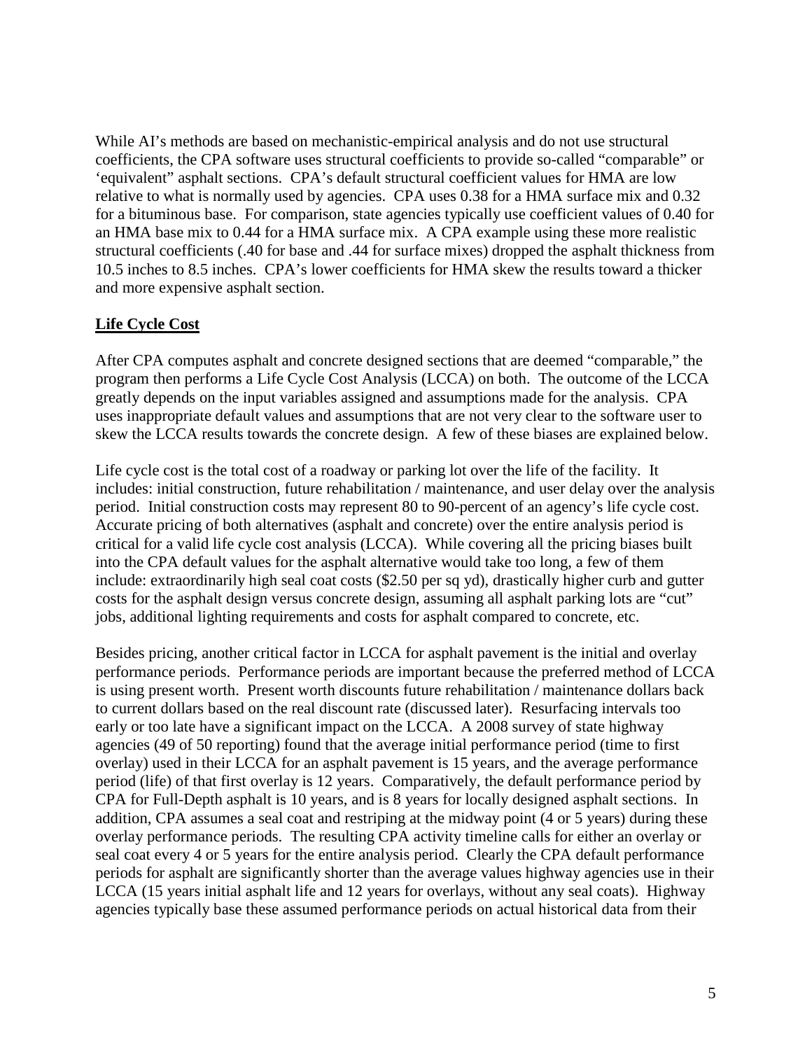While AI's methods are based on mechanistic-empirical analysis and do not use structural coefficients, the CPA software uses structural coefficients to provide so-called "comparable" or 'equivalent" asphalt sections. CPA's default structural coefficient values for HMA are low relative to what is normally used by agencies. CPA uses 0.38 for a HMA surface mix and 0.32 for a bituminous base. For comparison, state agencies typically use coefficient values of 0.40 for an HMA base mix to 0.44 for a HMA surface mix. A CPA example using these more realistic structural coefficients (.40 for base and .44 for surface mixes) dropped the asphalt thickness from 10.5 inches to 8.5 inches. CPA's lower coefficients for HMA skew the results toward a thicker and more expensive asphalt section.

## Life Cycle Cost

After CPA computes asphalt and concrete designed sections that are deemed "comparable," the program then performs a Life Cycle Cost Analysis (LCCA) on both. The outcome of the LCCA greatly depends on the input variables assigned and assumptions made for the analysis. CPA uses inappropriate default values and assumptions that are not very clear to the software user to skew the LCCA results towards the concrete design. A few of these biases are explained below.

Life cycle cost is the total cost of a roadway or parking lot over the life of the facility. It includes: initial construction, future rehabilitation / maintenance, and user delay over the analysis period. Initial construction costs may represent 80 to 90-percent of an agency's life cycle cost. Accurate pricing of both alternatives (asphalt and concrete) over the entire analysis period is critical for a valid life cycle cost analysis (LCCA). While covering all the pricing biases built into the CPA default values for the asphalt alternative would take too long, a few of them include: extraordinarily high seal coat costs ($2.50 per sq yd), drastically higher curb and gutter costs for the asphalt design versus concrete design, assuming all asphalt parking lots are "cut" jobs, additional lighting requirements and costs for asphalt compared to concrete, etc.

Besides pricing, another critical factor in LCCA for asphalt pavement is the initial and overlay performance periods. Performance periods are important because the preferred method of LCCA is using present worth. Present worth discounts future rehabilitation / maintenance dollars back to current dollars based on the real discount rate (discussed later). Resurfacing intervals too early or too late have a significant impact on the LCCA. A 2008 survey of state highway agencies (49 of 50 reporting) found that the average initial performance period (time to first overlay) used in their LCCA for an asphalt pavement is 15 years, and the average performance period (life) of that first overlay is 12 years. Comparatively, the default performance period by CPA for Full-Depth asphalt is 10 years, and is 8 years for locally designed asphalt sections. In addition, CPA assumes a seal coat and restriping at the midway point (4 or 5 years) during these overlay performance periods. The resulting CPA activity timeline calls for either an overlay or seal coat every 4 or 5 years for the entire analysis period. Clearly the CPA default performance periods for asphalt are significantly shorter than the average values highway agencies use in their LCCA (15 years initial asphalt life and 12 years for overlays, without any seal coats). Highway agencies typically base these assumed performance periods on actual historical data from their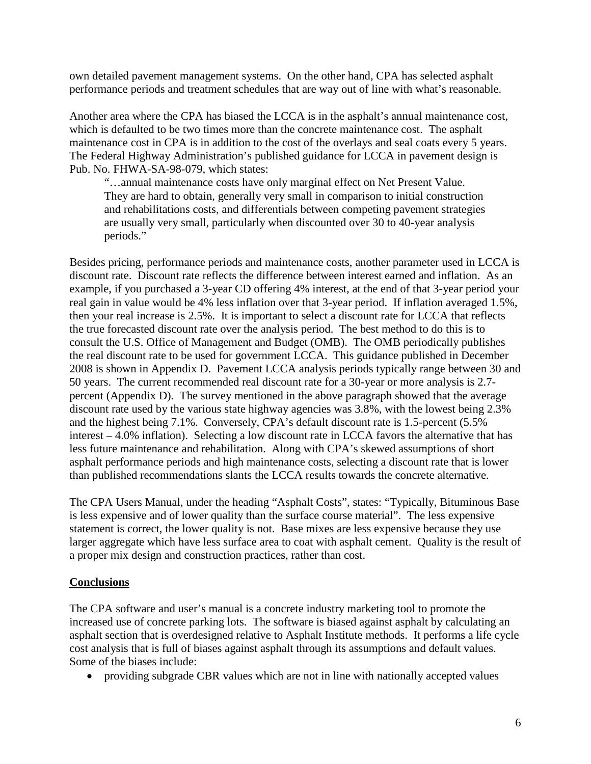own detailed pavement management systems. On the other hand, CPA has selected asphalt performance periods and treatment schedules that are way out of line with what's reasonable.

Another area where the CPA has biased the LCCA is in the asphalt's annual maintenance cost, which is defaulted to be two times more than the concrete maintenance cost. The asphalt maintenance cost in CPA is in addition to the cost of the overlays and seal coats every 5 years. The Federal Highway Administration's published guidance for LCCA in pavement design is Pub. No. FHWA-SA-98-079, which states:

> "…annual maintenance costs have only marginal effect on Net Present Value. They are hard to obtain, generally very small in comparison to initial construction and rehabilitations costs, and differentials between competing pavement strategies are usually very small, particularly when discounted over 30 to 40-year analysis periods."

Besides pricing, performance periods and maintenance costs, another parameter used in LCCA is discount rate. Discount rate reflects the difference between interest earned and inflation. As an example, if you purchased a 3-year CD offering 4% interest, at the end of that 3-year period your real gain in value would be 4% less inflation over that 3-year period. If inflation averaged 1.5%, then your real increase is 2.5%. It is important to select a discount rate for LCCA that reflects the true forecasted discount rate over the analysis period. The best method to do this is to consult the U.S. Office of Management and Budget (OMB). The OMB periodically publishes the real discount rate to be used for government LCCA. This guidance published in December 2008 is shown in Appendix D. Pavement LCCA analysis periods typically range between 30 and 50 years. The current recommended real discount rate for a 30-year or more analysis is 2.7-percent (Appendix D). The survey mentioned in the above paragraph showed that the average discount rate used by the various state highway agencies was 3.8%, with the lowest being 2.3% and the highest being 7.1%. Conversely, CPA's default discount rate is 1.5-percent (5.5% interest – 4.0% inflation). Selecting a low discount rate in LCCA favors the alternative that has less future maintenance and rehabilitation. Along with CPA's skewed assumptions of short asphalt performance periods and high maintenance costs, selecting a discount rate that is lower than published recommendations slants the LCCA results towards the concrete alternative.

The CPA Users Manual, under the heading "Asphalt Costs", states: "Typically, Bituminous Base is less expensive and of lower quality than the surface course material". The less expensive statement is correct, the lower quality is not. Base mixes are less expensive because they use larger aggregate which have less surface area to coat with asphalt cement. Quality is the result of a proper mix design and construction practices, rather than cost.

## **Conclusions**

The CPA software and user's manual is a concrete industry marketing tool to promote the increased use of concrete parking lots. The software is biased against asphalt by calculating an asphalt section that is overdesigned relative to Asphalt Institute methods. It performs a life cycle cost analysis that is full of biases against asphalt through its assumptions and default values. Some of the biases include:

- providing subgrade CBR values which are not in line with nationally accepted values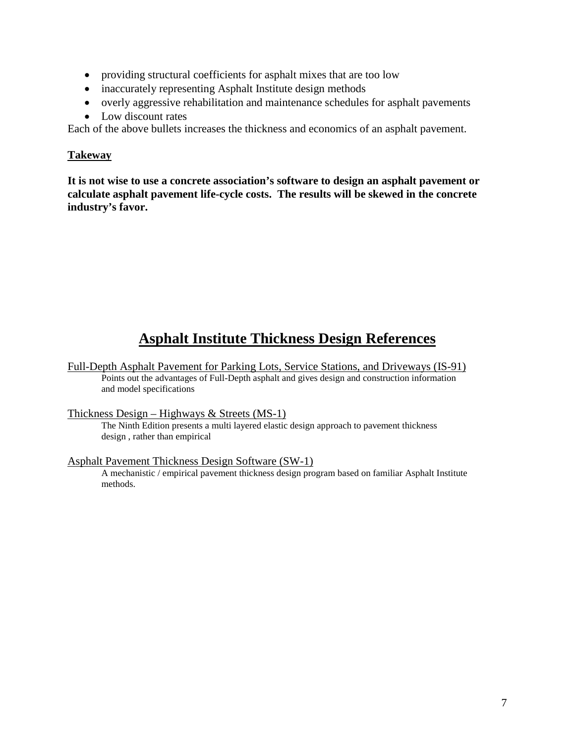- providing structural coefficients for asphalt mixes that are too low
- inaccurately representing Asphalt Institute design methods
- overly aggressive rehabilitation and maintenance schedules for asphalt pavements
- Low discount rates

Each of the above bullets increases the thickness and economics of an asphalt pavement.

**Takeway**

**It is not wise to use a concrete association's software to design an asphalt pavement or calculate asphalt pavement life-cycle costs. The results will be skewed in the concrete industry's favor.**

# Asphalt Institute Thickness Design References

Full-Depth Asphalt Pavement for Parking Lots, Service Stations, and Driveways (IS-91)

Points out the advantages of Full-Depth asphalt and gives design and construction information and model specifications

Thickness Design – Highways & Streets (MS-1)

The Ninth Edition presents a multi layered elastic design approach to pavement thickness design , rather than empirical

Asphalt Pavement Thickness Design Software (SW-1)

A mechanistic / empirical pavement thickness design program based on familiar Asphalt Institute methods.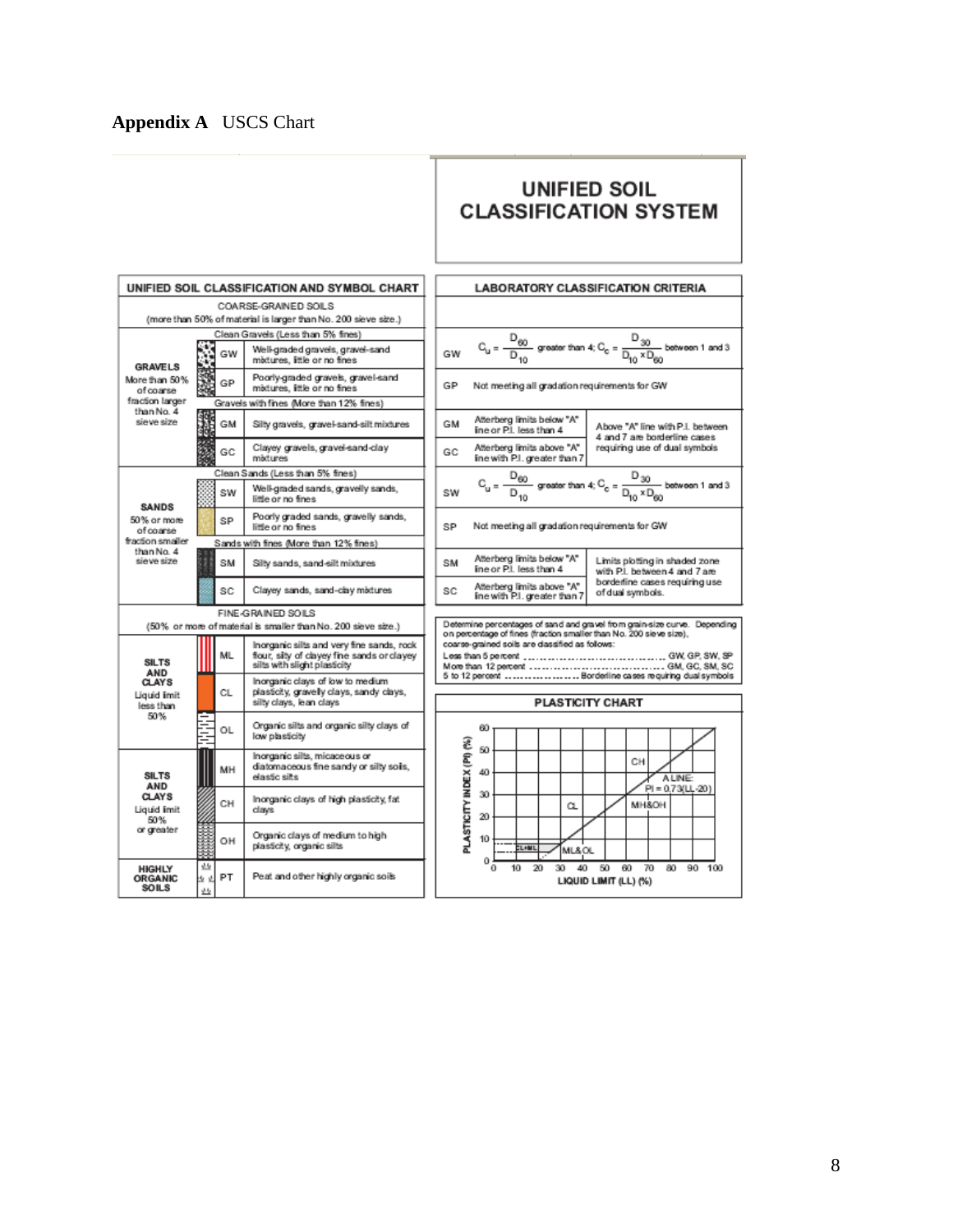## Appendix A   USCS Chart

# UNIFIED SOIL CLASSIFICATION SYSTEM

| UNIFIED SOIL CLASSIFICATION AND SYMBOL CHART | | | LABORATORY CLASSIFICATION CRITERIA | |
|---|---|---|---|---|
| **COARSE-GRAINED SOILS** (more than 50% of material is larger than No. 200 sieve size.) | | | | |
| **GRAVELS** More than 50% of coarse fraction larger than No. 4 sieve size | Clean Gravels (Less than 5% fines) | | | |
| | GW | Well-graded gravels, gravel-sand mixtures, little or no fines | GW | $C_u = \frac{D_{60}}{D_{10}}$ greater than 4; $C_c = \frac{D_{30}}{D_{10} \times D_{60}}$ between 1 and 3 |
| | GP | Poorly-graded gravels, gravel-sand mixtures, little or no fines | GP | Not meeting all gradation requirements for GW |
| | Gravels with fines (More than 12% fines) | | | |
| | GM | Silty gravels, gravel-sand-silt mixtures | GM | Atterberg limits below "A" line or P.I. less than 4 — Above "A" line with P.I. between 4 and 7 are borderline cases requiring use of dual symbols |
| | GC | Clayey gravels, gravel-sand-clay mixtures | GC | Atterberg limits above "A" line with P.I. greater than 7 |
| **SANDS** 50% or more of coarse fraction smaller than No. 4 sieve size | Clean Sands (Less than 5% fines) | | | |
| | SW | Well-graded sands, gravelly sands, little or no fines | SW | $C_u = \frac{D_{60}}{D_{10}}$ greater than 4; $C_c = \frac{D_{30}}{D_{10} \times D_{60}}$ between 1 and 3 |
| | SP | Poorly graded sands, gravelly sands, little or no fines | SP | Not meeting all gradation requirements for GW |
| | Sands with fines (More than 12% fines) | | | |
| | SM | Silty sands, sand-silt mixtures | SM | Atterberg limits below "A" line or P.I. less than 4 — Limits plotting in shaded zone with P.I. between 4 and 7 are borderline cases requiring use of dual symbols. |
| | SC | Clayey sands, sand-clay mixtures | SC | Atterberg limits above "A" line with P.I. greater than 7 |
| **FINE-GRAINED SOILS** (50% or more of material is smaller than No. 200 sieve size.) | | | | |
| **SILTS AND CLAYS** Liquid limit less than 50% | ML | Inorganic silts and very fine sands, rock flour, silty of clayey fine sands or clayey silts with slight plasticity | | |
| | CL | Inorganic clays of low to medium plasticity, gravelly clays, sandy clays, silty clays, lean clays | | |
| | OL | Organic silts and organic silty clays of low plasticity | | |
| **SILTS AND CLAYS** Liquid limit 50% or greater | MH | Inorganic silts, micaceous or diatomaceous fine sandy or silty soils, elastic silts | | |
| | CH | Inorganic clays of high plasticity, fat clays | | |
| | OH | Organic clays of medium to high plasticity, organic silts | | |
| **HIGHLY ORGANIC SOILS** | PT | Peat and other highly organic soils | | |

Determine percentages of sand and gravel from grain-size curve. Depending on percentage of fines (fraction smaller than No. 200 sieve size), coarse-grained soils are classified as follows:

- Less than 5 percent ........................ GW, GP, SW, SP
- More than 12 percent ........................ GM, GC, SM, SC
- 5 to 12 percent ........................ Borderline cases requiring dual symbols

**PLASTICITY CHART**

PLASTICITY INDEX (PI) (%) vs. LIQUID LIMIT (LL) (%); regions: CL-ML, ML&OL, CL, MH&OH, CH; A LINE: PI = 0.73(LL-20)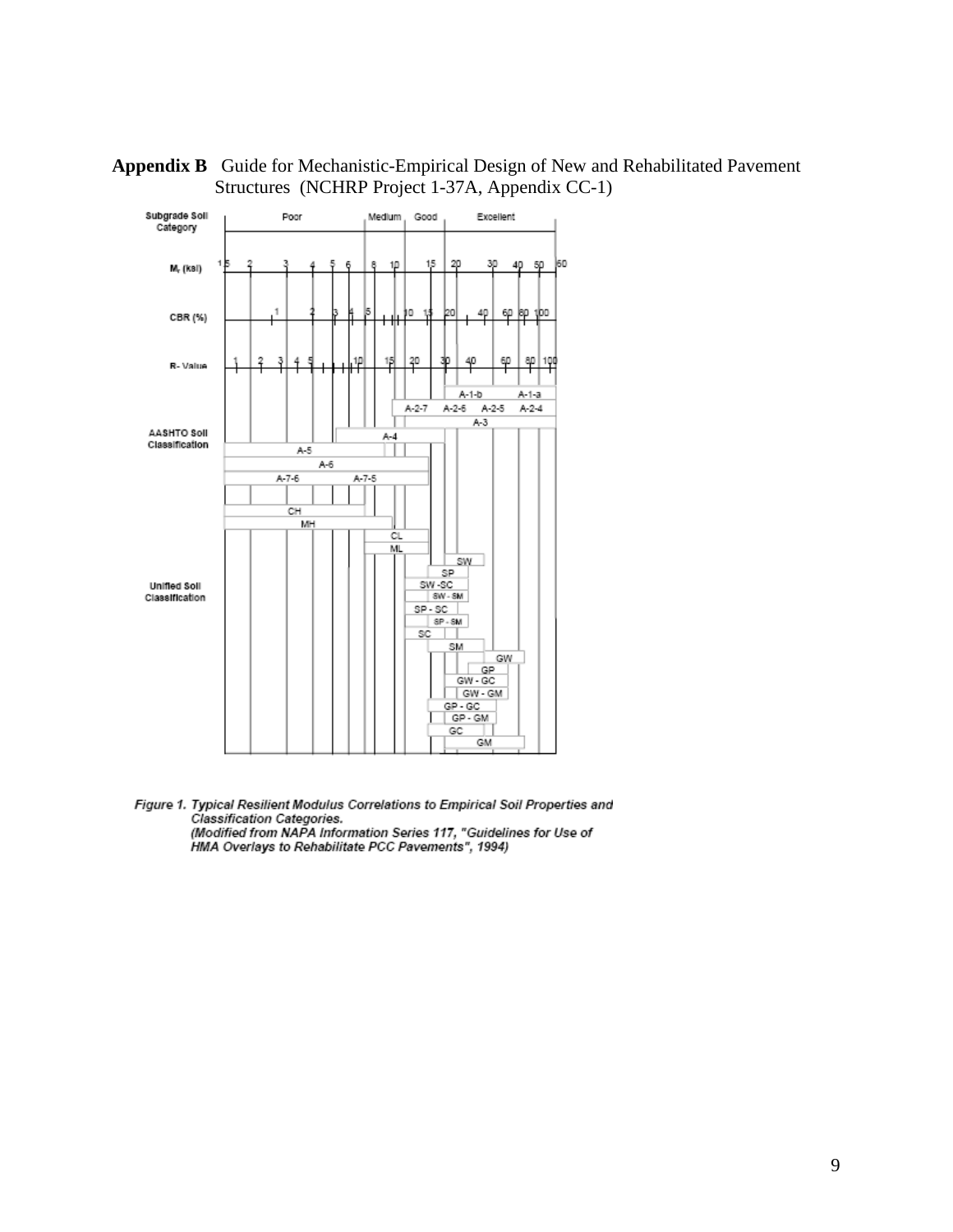**Appendix B** Guide for Mechanistic-Empirical Design of New and Rehabilitated Pavement Structures (NCHRP Project 1-37A, Appendix CC-1)

Subgrade Soil Category: Poor | Medium | Good | Excellent

$M_r$ (ksi): 1.5, 2, 3, 4, 5, 6, 8, 10, 15, 20, 30, 40, 50, 60

CBR (%): 1, 2, 3, 4, 5, 10, 15, 20, 40, 60, 80, 100

R-Value: 1, 2, 3, 4, 5, 10, 15, 20, 30, 40, 60, 80, 100

AASHTO Soil Classification: A-1-b, A-1-a, A-2-7, A-2-6, A-2-5, A-2-4, A-3, A-4, A-5, A-6, A-7-6, A-7-5

Unified Soil Classification: CH, MH, CL, ML, SW, SP, SW-SC, SW-SM, SP-SC, SP-SM, SC, SM, GW, GP, GW-GC, GW-GM, GP-GC, GP-GM, GC, GM

*Figure 1. Typical Resilient Modulus Correlations to Empirical Soil Properties and Classification Categories.*
*(Modified from NAPA Information Series 117, "Guidelines for Use of HMA Overlays to Rehabilitate PCC Pavements", 1994)*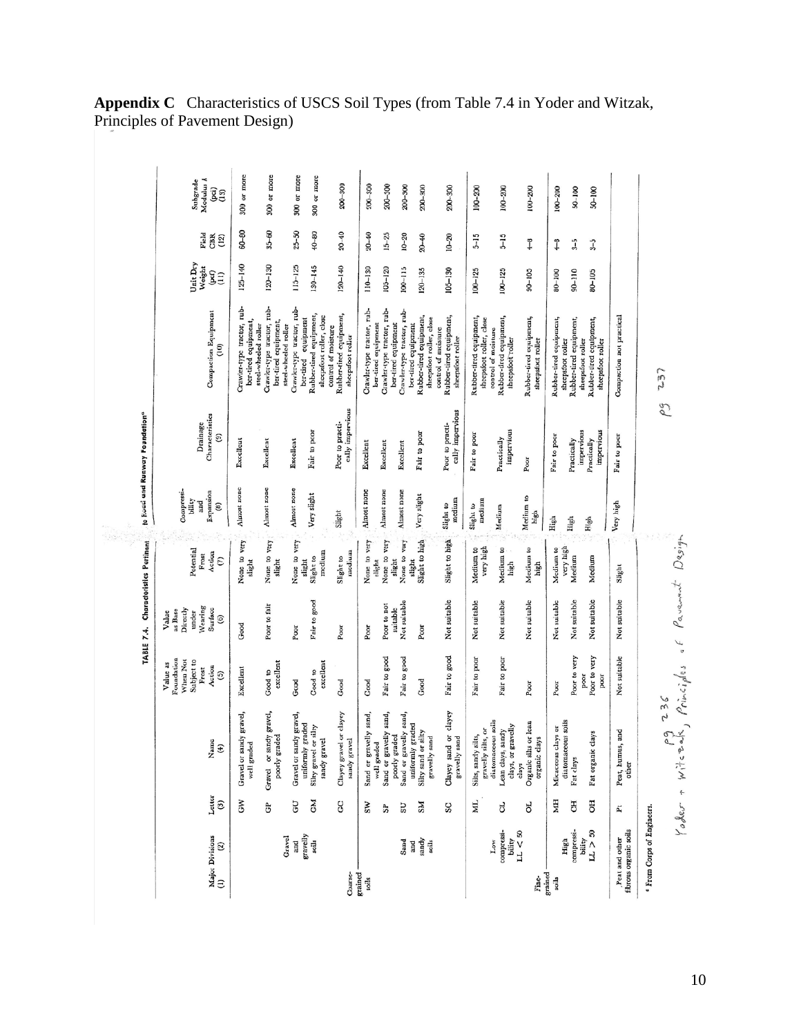**Appendix C** Characteristics of USCS Soil Types (from Table 7.4 in Yoder and Witzak, Principles of Pavement Design)

TABLE 7.4. Characteristics Pertinent to Road and Runway Foundation[a]

| Major Divisions (1) | (2) | Letter (3) | Name (4) | Value as Foundation When Not Subject to Frost Action (5) | Value as Base Directly under Wearing Surface (6) | Potential Frost Action (7) | Compressibility and Expansion (8) | Drainage Characteristics (9) | Compaction Equipment (10) | Unit Dry Weight (pcf) (11) | Field CBR (12) | Subgrade Modulus k (pci) (13) |
|---|---|---|---|---|---|---|---|---|---|---|---|---|
| Coarse-grained soils | Gravel and gravelly soils | GW | Gravel or sandy gravel, well graded | Excellent | Good | None to very slight | Almost none | Excellent | Crawler-type tractor, rubber-tired equipment, steel-wheeled roller | 125–140 | 60–80 | 300 or more |
| | | GP | Gravel or sandy gravel, poorly graded | Good to excellent | Poor to fair | None to very slight | Almost none | Excellent | Crawler-type tractor, rubber-tired equipment, steel-wheeled roller | 120–130 | 35–60 | 300 or more |
| | | GU | Gravel or sandy gravel, uniformly graded | Good | Poor | None to very slight | Almost none | Excellent | Crawler-type tractor, rubber-tired equipment | 115–125 | 25–50 | 300 or more |
| | | GM | Silty gravel or silty sandy gravel | Good to excellent | Fair to good | Slight to medium | Very slight | Fair to poor | Rubber-tired equipment, sheepsfoot roller, close control of moisture | 130–145 | 40–80 | 300 or more |
| | | GC | Clayey gravel or clayey sandy gravel | Good | Poor | Slight to medium | Slight | Poor to practically impervious | Rubber-tired equipment, sheepsfoot roller | 120–140 | 20–40 | 200–300 |
| | Sand and sandy soils | SW | Sand or gravelly sand, well graded | Good | Poor | None to very slight | Almost none | Excellent | Crawler-type tractor, rubber-tired equipment | 110–130 | 20–40 | 200–300 |
| | | SP | Sand or gravelly sand, poorly graded | Fair to good | Poor to not suitable | None to very slight | Almost none | Excellent | Crawler-type tractor, rubber-tired equipment | 105–120 | 15–25 | 200–300 |
| | | SU | Sand or gravelly sand, uniformly graded | Fair to good | Not suitable | None to very slight | Almost none | Excellent | Crawler-type tractor, rubber-tired equipment | 100–115 | 10–20 | 200–300 |
| | | SM | Silty sand or silty gravelly sand | Good | Poor | Slight to high | Very slight | Fair to poor | Rubber-tired equipment, sheepsfoot roller, close control of moisture | 120–135 | 20–40 | 200–300 |
| | | SC | Clayey sand or clayey gravelly sand | Fair to good | Not suitable | Slight to high | Slight to medium | Poor to practically impervious | Rubber-tired equipment, sheepsfoot roller | 105–130 | 10–20 | 200–300 |
| Fine-grained soils | Low compressibility LL < 50 | ML | Silts, sandy silts, gravelly silts, or diatomaceous soils | Fair to poor | Not suitable | Medium to very high | Slight to medium | Fair to poor | Rubber-tired equipment, sheepsfoot roller, close control of moisture | 100–125 | 5–15 | 100–200 |
| | | CL | Lean clays, sandy clays, or gravelly clays | Fair to poor | Not suitable | Medium to high | Medium | Practically impervious | Rubber-tired equipment, sheepsfoot roller | 100–125 | 5–15 | 100–200 |
| | | OL | Organic silts or lean organic clays | Poor | Not suitable | Medium to high | Medium to high | Poor | Rubber-tired equipment, sheepsfoot roller | 90–105 | 4–8 | 100–200 |
| | High compressibility LL > 50 | MH | Micaceous clays or diatomaceous soils | Poor | Not suitable | Medium to very high | High | Fair to poor | Rubber-tired equipment, sheepsfoot roller | 80–100 | 4–8 | 100–200 |
| | | CH | Fat clays | Poor to very poor | Not suitable | Medium | High | Practically impervious | Rubber-tired equipment, sheepsfoot roller | 90–110 | 3–5 | 50–100 |
| | | OH | Fat organic clays | Poor to very poor | Not suitable | Medium | High | Practically impervious | Rubber-tired equipment, sheepsfoot roller | 80–105 | 3–5 | 50–100 |
| Peat and other fibrous organic soils | | Pt | Peat, humus, and other | Not suitable | Not suitable | Slight | Very high | Fair to poor | Compaction not practical | | | |

[a] From Corps of Engineers.

pg 236 pg 237

Yoder + Witczak, Principles of Pavement Design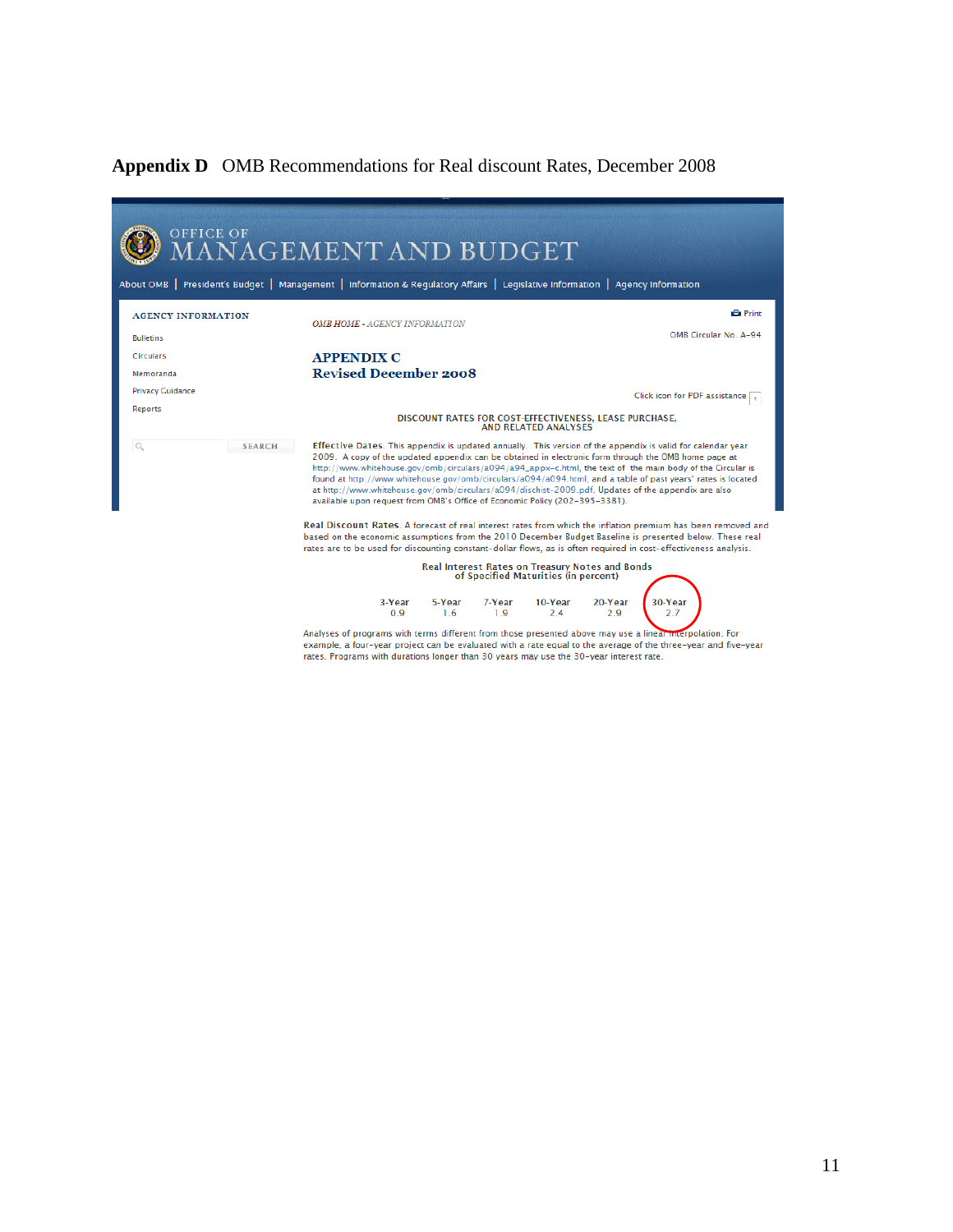**Appendix D** OMB Recommendations for Real discount Rates, December 2008

OFFICE OF
MANAGEMENT AND BUDGET

About OMB | President's Budget | Management | Information & Regulatory Affairs | Legislative Information | Agency Information

AGENCY INFORMATION

Bulletins
Circulars
Memoranda
Privacy Guidance
Reports

SEARCH

Print

*OMB HOME - AGENCY INFORMATION*

OMB Circular No. A-94

## APPENDIX C
## Revised December 2008

Click icon for PDF assistance

DISCOUNT RATES FOR COST-EFFECTIVENESS, LEASE PURCHASE,
AND RELATED ANALYSES

**Effective Dates.** This appendix is updated annually. This version of the appendix is valid for calendar year 2009. A copy of the updated appendix can be obtained in electronic form through the OMB home page at http://www.whitehouse.gov/omb/circulars/a094/a94_appx-c.html, the text of the main body of the Circular is found at http://www.whitehouse.gov/omb/circulars/a094/a094.html, and a table of past years' rates is located at http://www.whitehouse.gov/omb/circulars/a094/dischist-2009.pdf. Updates of the appendix are also available upon request from OMB's Office of Economic Policy (202-395-3381).

**Real Discount Rates.** A forecast of real interest rates from which the inflation premium has been removed and based on the economic assumptions from the 2010 December Budget Baseline is presented below. These real rates are to be used for discounting constant-dollar flows, as is often required in cost-effectiveness analysis.

Real Interest Rates on Treasury Notes and Bonds
of Specified Maturities (in percent)

| 3-Year | 5-Year | 7-Year | 10-Year | 20-Year | 30-Year |
|---|---|---|---|---|---|
| 0.9 | 1.6 | 1.9 | 2.4 | 2.9 | 2.7 |

Analyses of programs with terms different from those presented above may use a linear interpolation. For example, a four-year project can be evaluated with a rate equal to the average of the three-year and five-year rates. Programs with durations longer than 30 years may use the 30-year interest rate.